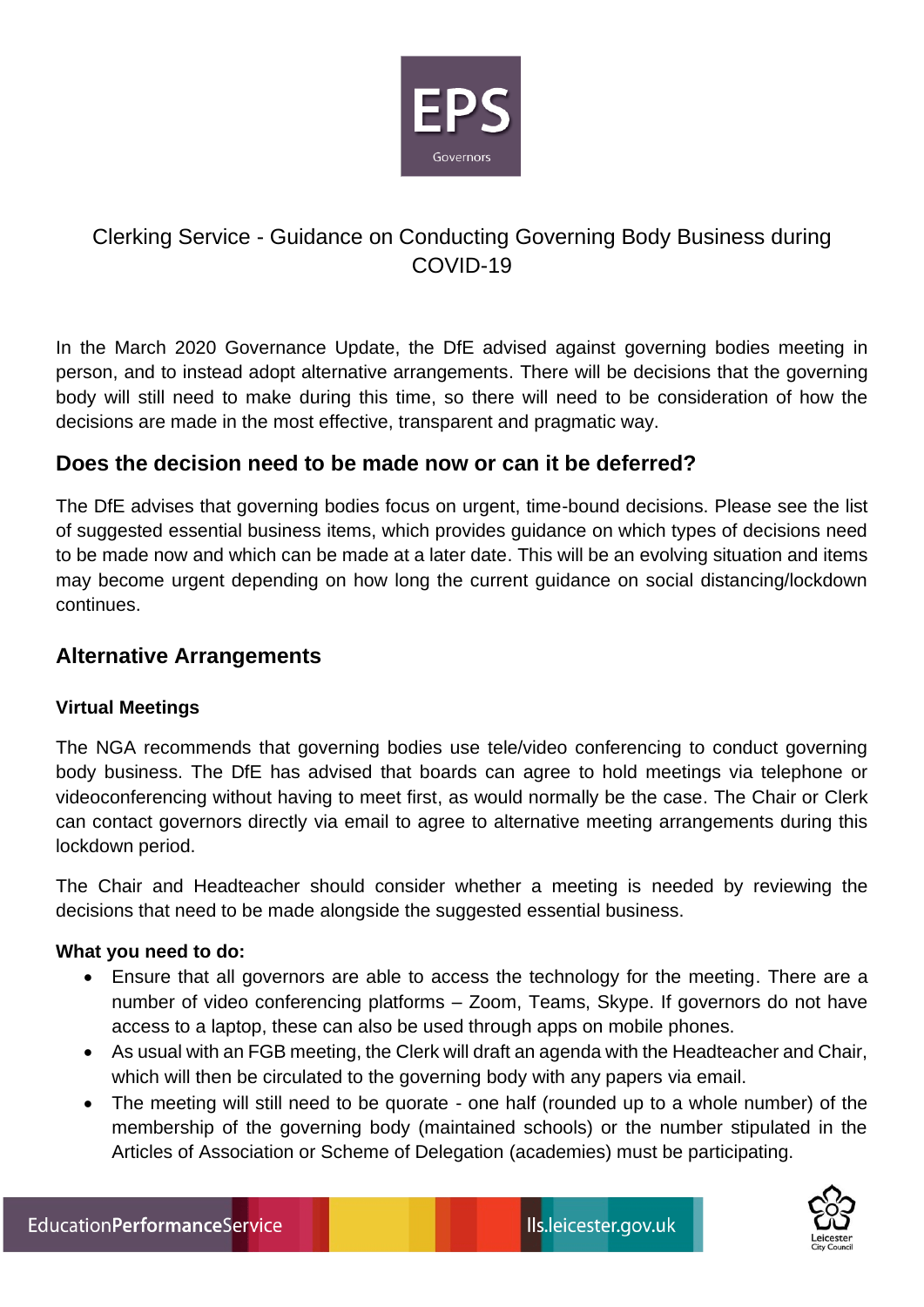# Clerking Service - Guidance on Conducting Governing Body Business during COVID-19

In the March 2020 Governance Update, the DfE advised against governing bodies meeting in person, and to instead adopt alternative arrangements. There will be decisions that the governing body will still need to make during this time, so there will need to be consideration of how the decisions are made in the most effective, transparent and pragmatic way.

## Does the decision need to be made now or can it be deferred?

The DfE advises that governing bodies focus on urgent, time-bound decisions. Please see the list of suggested essential business items, which provides guidance on which types of decisions need to be made now and which can be made at a later date. This will be an evolving situation and items may become urgent depending on how long the current guidance on social distancing/lockdown continues.

## Alternative Arrangements

### Virtual Meetings

The NGA recommends that governing bodies use tele/video conferencing to conduct governing body business. The DfE has advised that boards can agree to hold meetings via telephone or videoconferencing without having to meet first, as would normally be the case. The Chair or Clerk can contact governors directly via email to agree to alternative meeting arrangements during this lockdown period.

The Chair and Headteacher should consider whether a meeting is needed by reviewing the decisions that need to be made alongside the suggested essential business.

**What you need to do:**

- Ensure that all governors are able to access the technology for the meeting. There are a number of video conferencing platforms – Zoom, Teams, Skype. If governors do not have access to a laptop, these can also be used through apps on mobile phones.
- As usual with an FGB meeting, the Clerk will draft an agenda with the Headteacher and Chair, which will then be circulated to the governing body with any papers via email.
- The meeting will still need to be quorate - one half (rounded up to a whole number) of the membership of the governing body (maintained schools) or the number stipulated in the Articles of Association or Scheme of Delegation (academies) must be participating.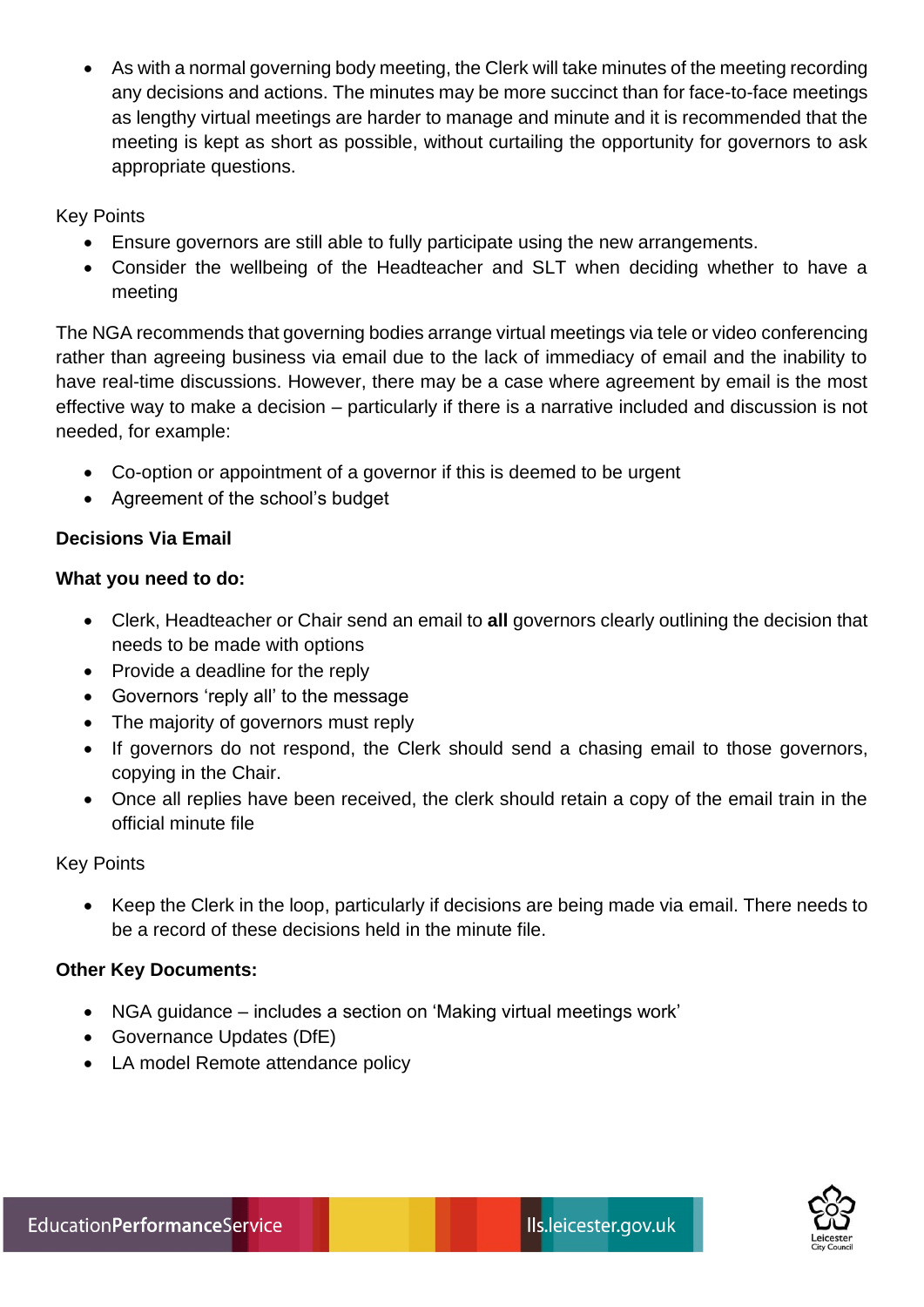- As with a normal governing body meeting, the Clerk will take minutes of the meeting recording any decisions and actions. The minutes may be more succinct than for face-to-face meetings as lengthy virtual meetings are harder to manage and minute and it is recommended that the meeting is kept as short as possible, without curtailing the opportunity for governors to ask appropriate questions.

Key Points

- Ensure governors are still able to fully participate using the new arrangements.
- Consider the wellbeing of the Headteacher and SLT when deciding whether to have a meeting

The NGA recommends that governing bodies arrange virtual meetings via tele or video conferencing rather than agreeing business via email due to the lack of immediacy of email and the inability to have real-time discussions. However, there may be a case where agreement by email is the most effective way to make a decision – particularly if there is a narrative included and discussion is not needed, for example:

- Co-option or appointment of a governor if this is deemed to be urgent
- Agreement of the school's budget

**Decisions Via Email**

**What you need to do:**

- Clerk, Headteacher or Chair send an email to **all** governors clearly outlining the decision that needs to be made with options
- Provide a deadline for the reply
- Governors 'reply all' to the message
- The majority of governors must reply
- If governors do not respond, the Clerk should send a chasing email to those governors, copying in the Chair.
- Once all replies have been received, the clerk should retain a copy of the email train in the official minute file

Key Points

- Keep the Clerk in the loop, particularly if decisions are being made via email. There needs to be a record of these decisions held in the minute file.

**Other Key Documents:**

- NGA guidance – includes a section on 'Making virtual meetings work'
- Governance Updates (DfE)
- LA model Remote attendance policy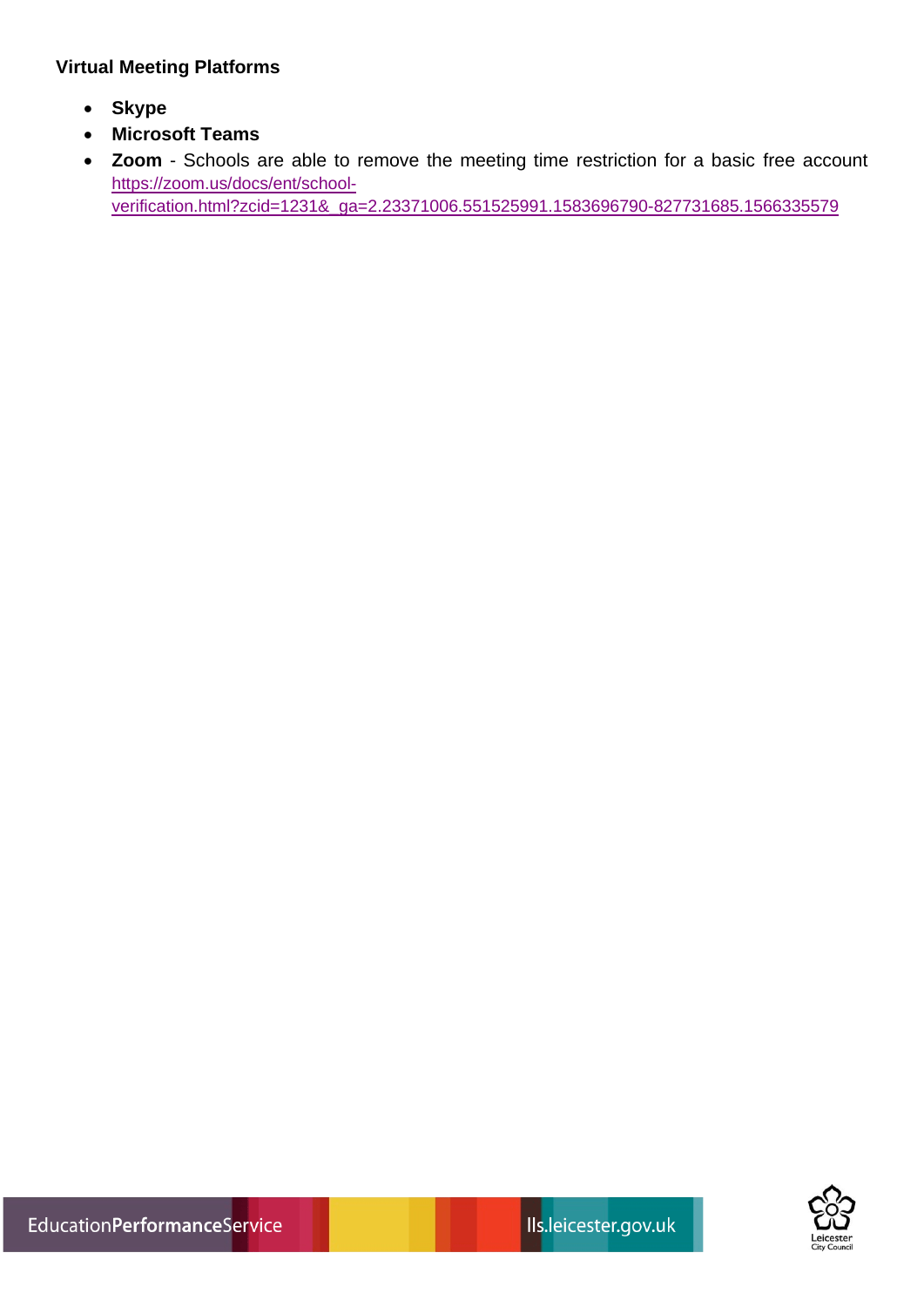**Virtual Meeting Platforms**

- **Skype**
- **Microsoft Teams**
- **Zoom** - Schools are able to remove the meeting time restriction for a basic free account https://zoom.us/docs/ent/school-verification.html?zcid=1231&_ga=2.23371006.551525991.1583696790-827731685.1566335579